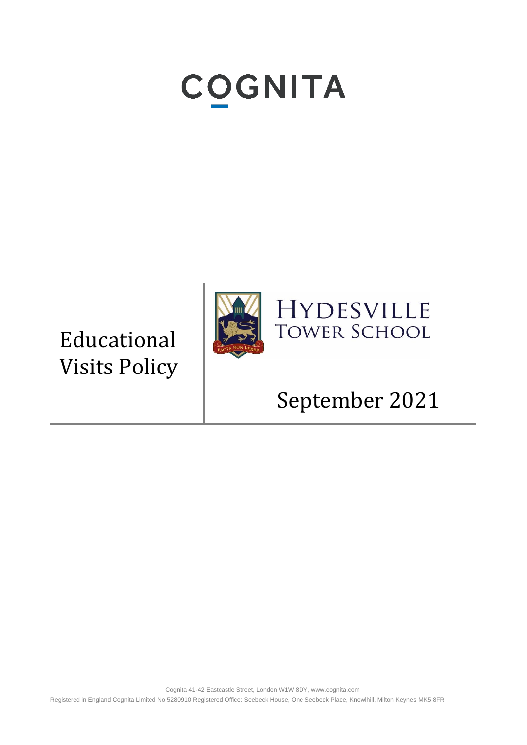COGNITA

# Educational Visits Policy

HYDESVILLE TOWER SCHOOL

September 2021

Cognita 41-42 Eastcastle Street, London W1W 8DY, www.cognita.com

Registered in England Cognita Limited No 5280910 Registered Office: Seebeck House, One Seebeck Place, Knowlhill, Milton Keynes MK5 8FR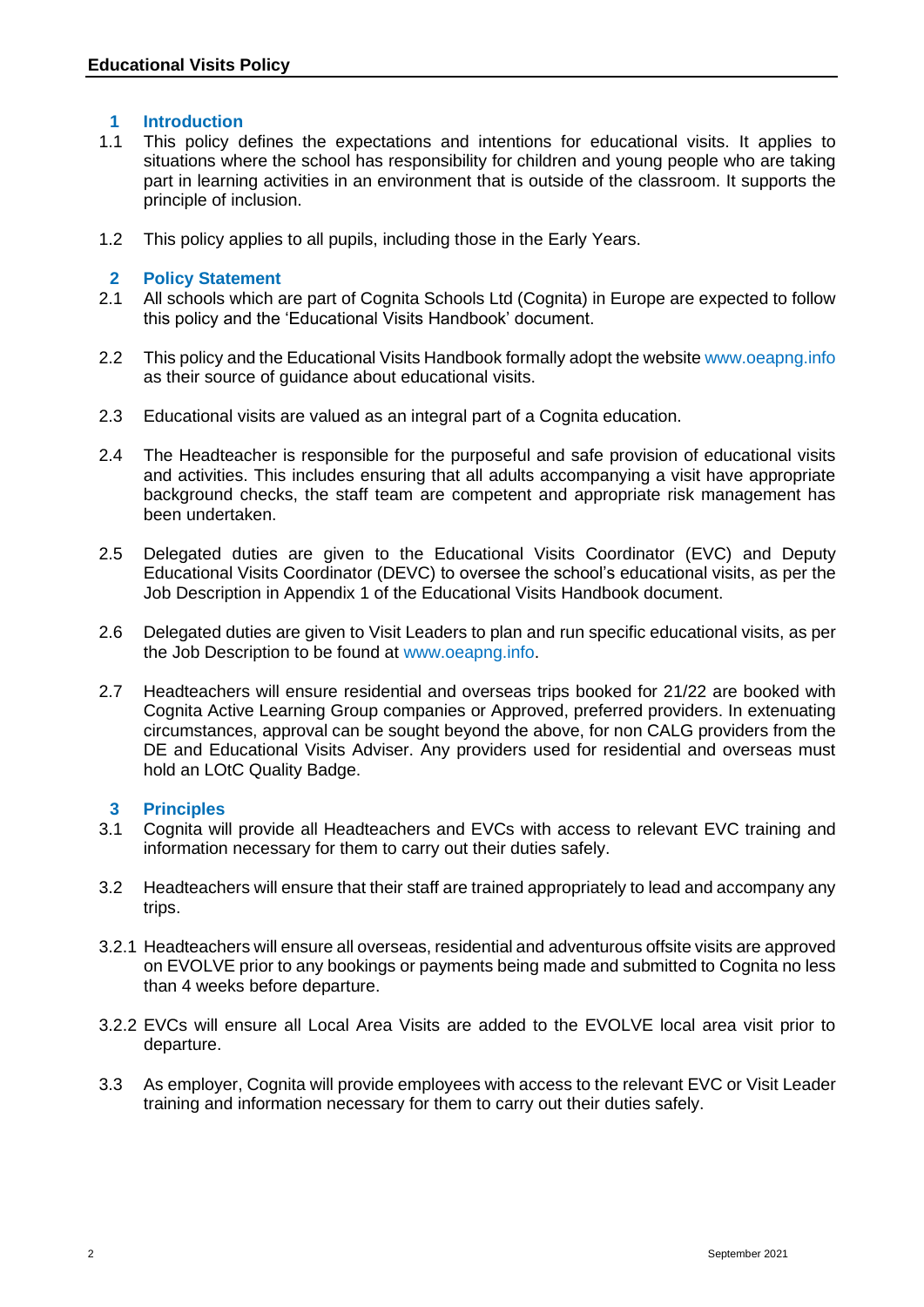## 1 Introduction

1.1 This policy defines the expectations and intentions for educational visits. It applies to situations where the school has responsibility for children and young people who are taking part in learning activities in an environment that is outside of the classroom. It supports the principle of inclusion.

1.2 This policy applies to all pupils, including those in the Early Years.

## 2 Policy Statement

2.1 All schools which are part of Cognita Schools Ltd (Cognita) in Europe are expected to follow this policy and the 'Educational Visits Handbook' document.

2.2 This policy and the Educational Visits Handbook formally adopt the website www.oeapng.info as their source of guidance about educational visits.

2.3 Educational visits are valued as an integral part of a Cognita education.

2.4 The Headteacher is responsible for the purposeful and safe provision of educational visits and activities. This includes ensuring that all adults accompanying a visit have appropriate background checks, the staff team are competent and appropriate risk management has been undertaken.

2.5 Delegated duties are given to the Educational Visits Coordinator (EVC) and Deputy Educational Visits Coordinator (DEVC) to oversee the school's educational visits, as per the Job Description in Appendix 1 of the Educational Visits Handbook document.

2.6 Delegated duties are given to Visit Leaders to plan and run specific educational visits, as per the Job Description to be found at www.oeapng.info.

2.7 Headteachers will ensure residential and overseas trips booked for 21/22 are booked with Cognita Active Learning Group companies or Approved, preferred providers. In extenuating circumstances, approval can be sought beyond the above, for non CALG providers from the DE and Educational Visits Adviser. Any providers used for residential and overseas must hold an LOtC Quality Badge.

## 3 Principles

3.1 Cognita will provide all Headteachers and EVCs with access to relevant EVC training and information necessary for them to carry out their duties safely.

3.2 Headteachers will ensure that their staff are trained appropriately to lead and accompany any trips.

3.2.1 Headteachers will ensure all overseas, residential and adventurous offsite visits are approved on EVOLVE prior to any bookings or payments being made and submitted to Cognita no less than 4 weeks before departure.

3.2.2 EVCs will ensure all Local Area Visits are added to the EVOLVE local area visit prior to departure.

3.3 As employer, Cognita will provide employees with access to the relevant EVC or Visit Leader training and information necessary for them to carry out their duties safely.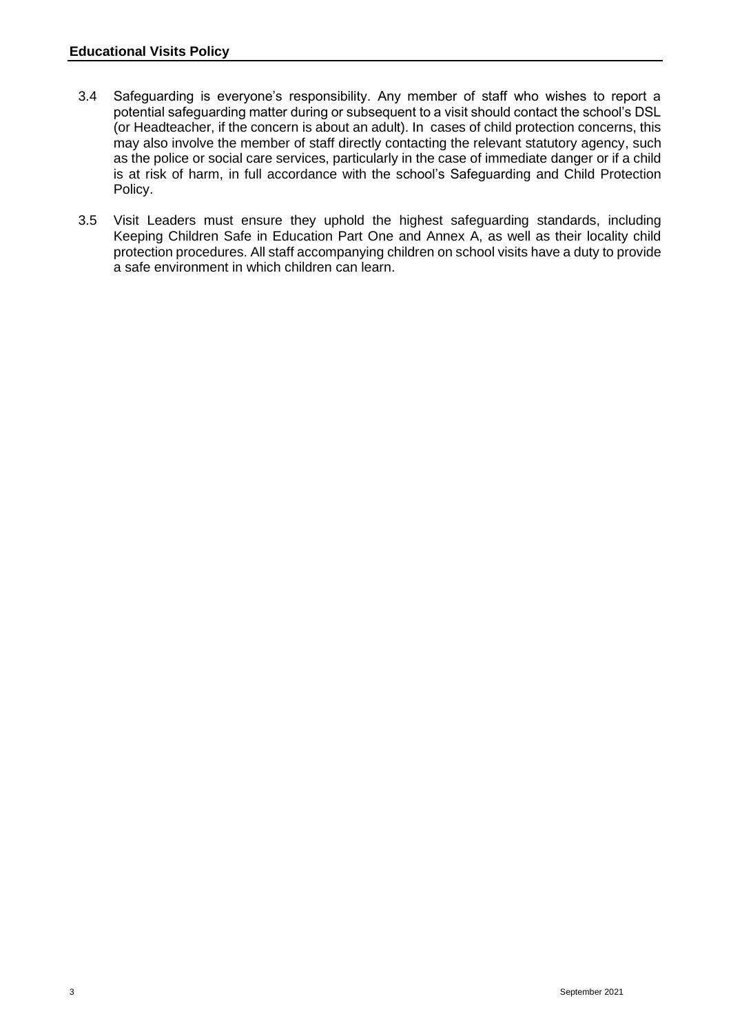3.4 Safeguarding is everyone's responsibility. Any member of staff who wishes to report a potential safeguarding matter during or subsequent to a visit should contact the school's DSL (or Headteacher, if the concern is about an adult). In cases of child protection concerns, this may also involve the member of staff directly contacting the relevant statutory agency, such as the police or social care services, particularly in the case of immediate danger or if a child is at risk of harm, in full accordance with the school's Safeguarding and Child Protection Policy.

3.5 Visit Leaders must ensure they uphold the highest safeguarding standards, including Keeping Children Safe in Education Part One and Annex A, as well as their locality child protection procedures. All staff accompanying children on school visits have a duty to provide a safe environment in which children can learn.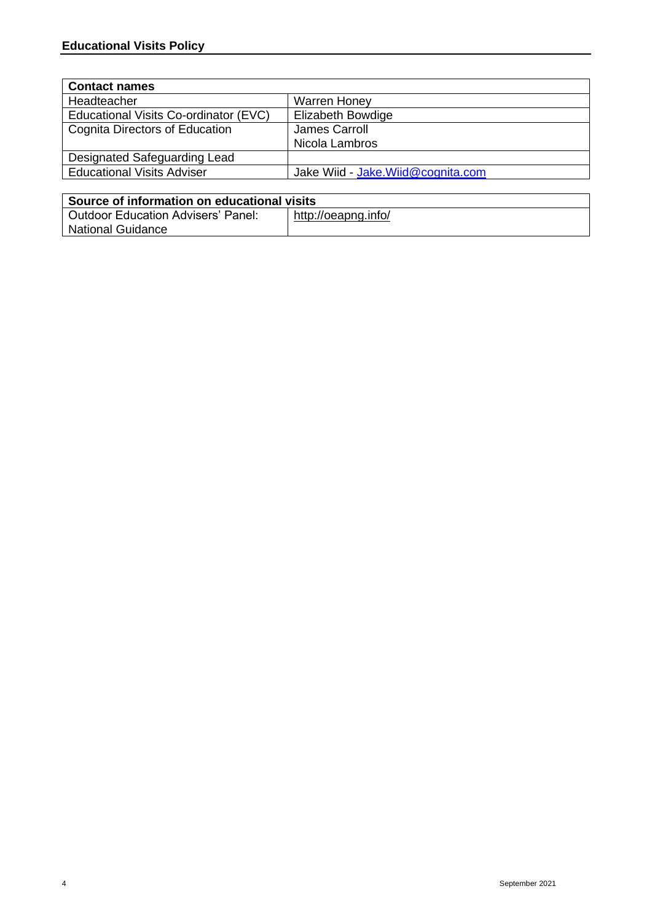| Contact names | |
|---|---|
| Headteacher | Warren Honey |
| Educational Visits Co-ordinator (EVC) | Elizabeth Bowdige |
| Cognita Directors of Education | James Carroll<br>Nicola Lambros |
| Designated Safeguarding Lead | |
| Educational Visits Adviser | Jake Wiid - Jake.Wiid@cognita.com |

| Source of information on educational visits | |
|---|---|
| Outdoor Education Advisers' Panel: National Guidance | http://oeapng.info/ |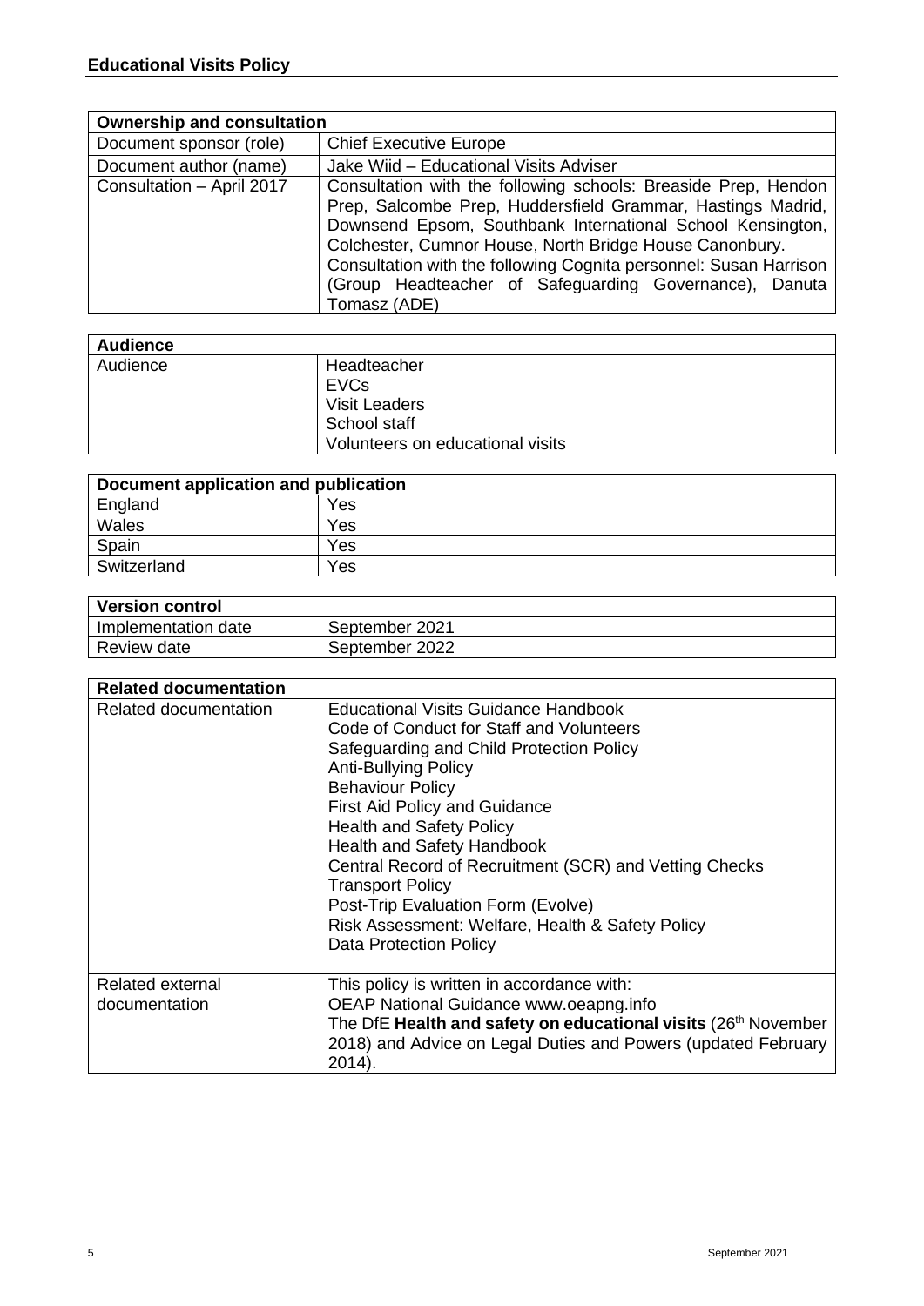| Ownership and consultation | |
|---|---|
| Document sponsor (role) | Chief Executive Europe |
| Document author (name) | Jake Wiid – Educational Visits Adviser |
| Consultation – April 2017 | Consultation with the following schools: Breaside Prep, Hendon Prep, Salcombe Prep, Huddersfield Grammar, Hastings Madrid, Downsend Epsom, Southbank International School Kensington, Colchester, Cumnor House, North Bridge House Canonbury.<br>Consultation with the following Cognita personnel: Susan Harrison (Group Headteacher of Safeguarding Governance), Danuta Tomasz (ADE) |

| Audience | |
|---|---|
| Audience | Headteacher<br>EVCs<br>Visit Leaders<br>School staff<br>Volunteers on educational visits |

| Document application and publication | |
|---|---|
| England | Yes |
| Wales | Yes |
| Spain | Yes |
| Switzerland | Yes |

| Version control | |
|---|---|
| Implementation date | September 2021 |
| Review date | September 2022 |

| Related documentation | |
|---|---|
| Related documentation | Educational Visits Guidance Handbook<br>Code of Conduct for Staff and Volunteers<br>Safeguarding and Child Protection Policy<br>Anti-Bullying Policy<br>Behaviour Policy<br>First Aid Policy and Guidance<br>Health and Safety Policy<br>Health and Safety Handbook<br>Central Record of Recruitment (SCR) and Vetting Checks<br>Transport Policy<br>Post-Trip Evaluation Form (Evolve)<br>Risk Assessment: Welfare, Health & Safety Policy<br>Data Protection Policy |
| Related external documentation | This policy is written in accordance with:<br>OEAP National Guidance www.oeapng.info<br>The DfE **Health and safety on educational visits** (26th November 2018) and Advice on Legal Duties and Powers (updated February 2014). |